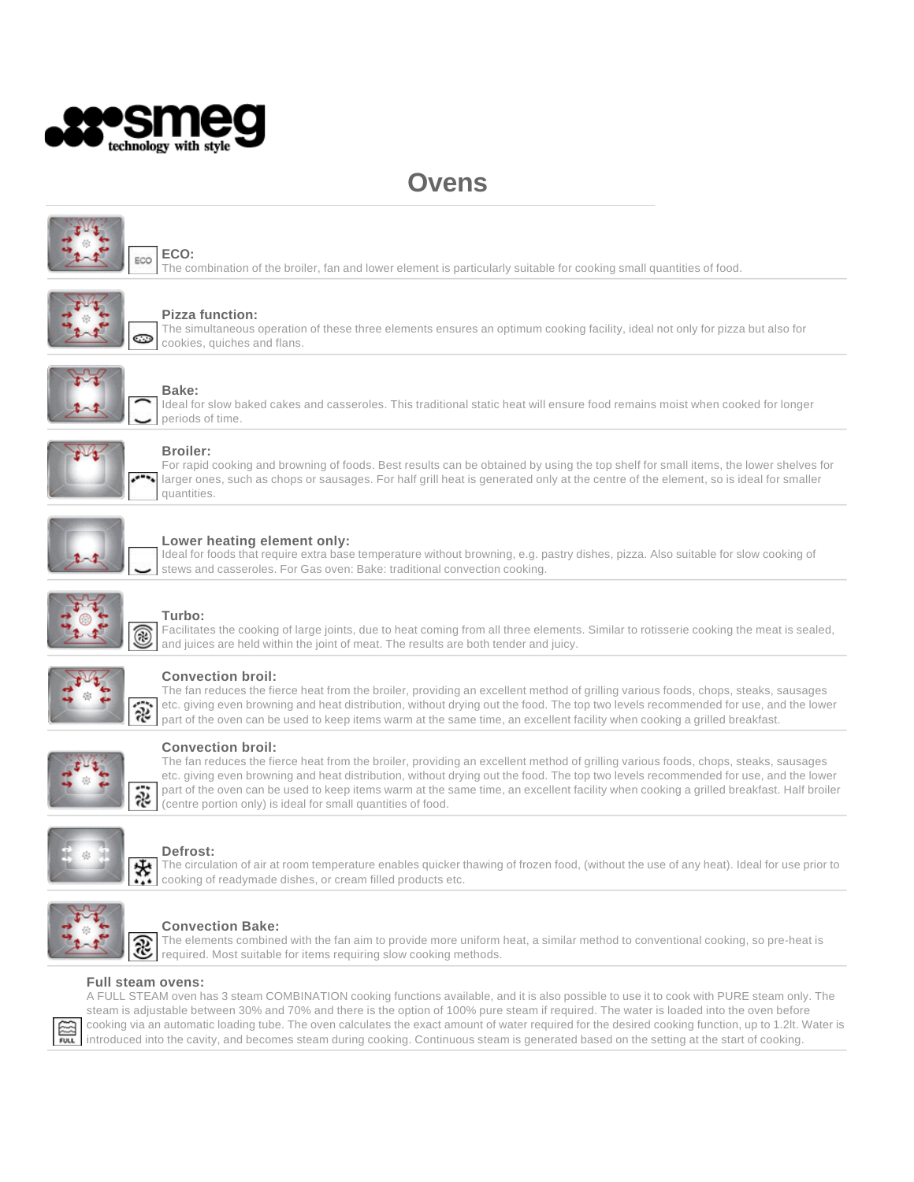# Ovens

### ECO:
The combination of the broiler, fan and lower element is particularly suitable for cooking small quantities of food.

### Pizza function:
The simultaneous operation of these three elements ensures an optimum cooking facility, ideal not only for pizza but also for cookies, quiches and flans.

### Bake:
Ideal for slow baked cakes and casseroles. This traditional static heat will ensure food remains moist when cooked for longer periods of time.

### Broiler:
For rapid cooking and browning of foods. Best results can be obtained by using the top shelf for small items, the lower shelves for larger ones, such as chops or sausages. For half grill heat is generated only at the centre of the element, so is ideal for smaller quantities.

### Lower heating element only:
Ideal for foods that require extra base temperature without browning, e.g. pastry dishes, pizza. Also suitable for slow cooking of stews and casseroles. For Gas oven: Bake: traditional convection cooking.

### Turbo:
Facilitates the cooking of large joints, due to heat coming from all three elements. Similar to rotisserie cooking the meat is sealed, and juices are held within the joint of meat. The results are both tender and juicy.

### Convection broil:
The fan reduces the fierce heat from the broiler, providing an excellent method of grilling various foods, chops, steaks, sausages etc. giving even browning and heat distribution, without drying out the food. The top two levels recommended for use, and the lower part of the oven can be used to keep items warm at the same time, an excellent facility when cooking a grilled breakfast.

### Convection broil:
The fan reduces the fierce heat from the broiler, providing an excellent method of grilling various foods, chops, steaks, sausages etc. giving even browning and heat distribution, without drying out the food. The top two levels recommended for use, and the lower part of the oven can be used to keep items warm at the same time, an excellent facility when cooking a grilled breakfast. Half broiler (centre portion only) is ideal for small quantities of food.

### Defrost:
The circulation of air at room temperature enables quicker thawing of frozen food, (without the use of any heat). Ideal for use prior to cooking of readymade dishes, or cream filled products etc.

### Convection Bake:
The elements combined with the fan aim to provide more uniform heat, a similar method to conventional cooking, so pre-heat is required. Most suitable for items requiring slow cooking methods.

### Full steam ovens:
A FULL STEAM oven has 3 steam COMBINATION cooking functions available, and it is also possible to use it to cook with PURE steam only. The steam is adjustable between 30% and 70% and there is the option of 100% pure steam if required. The water is loaded into the oven before cooking via an automatic loading tube. The oven calculates the exact amount of water required for the desired cooking function, up to 1.2lt. Water is introduced into the cavity, and becomes steam during cooking. Continuous steam is generated based on the setting at the start of cooking.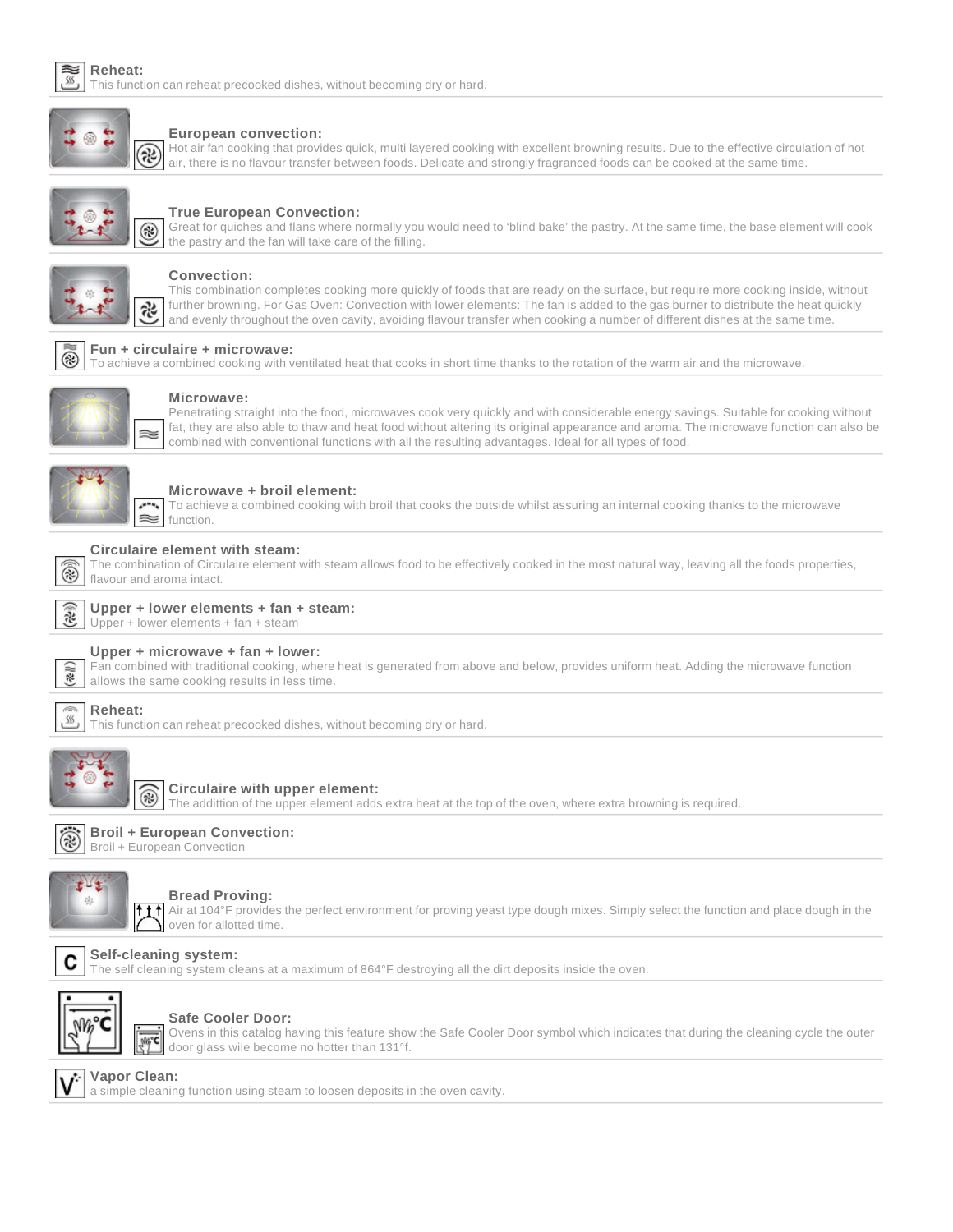**Reheat:**
This function can reheat precooked dishes, without becoming dry or hard.

**European convection:**
Hot air fan cooking that provides quick, multi layered cooking with excellent browning results. Due to the effective circulation of hot air, there is no flavour transfer between foods. Delicate and strongly fragranced foods can be cooked at the same time.

**True European Convection:**
Great for quiches and flans where normally you would need to 'blind bake' the pastry. At the same time, the base element will cook the pastry and the fan will take care of the filling.

**Convection:**
This combination completes cooking more quickly of foods that are ready on the surface, but require more cooking inside, without further browning. For Gas Oven: Convection with lower elements: The fan is added to the gas burner to distribute the heat quickly and evenly throughout the oven cavity, avoiding flavour transfer when cooking a number of different dishes at the same time.

**Fun + circulaire + microwave:**
To achieve a combined cooking with ventilated heat that cooks in short time thanks to the rotation of the warm air and the microwave.

**Microwave:**
Penetrating straight into the food, microwaves cook very quickly and with considerable energy savings. Suitable for cooking without fat, they are also able to thaw and heat food without altering its original appearance and aroma. The microwave function can also be combined with conventional functions with all the resulting advantages. Ideal for all types of food.

**Microwave + broil element:**
To achieve a combined cooking with broil that cooks the outside whilst assuring an internal cooking thanks to the microwave function.

**Circulaire element with steam:**
The combination of Circulaire element with steam allows food to be effectively cooked in the most natural way, leaving all the foods properties, flavour and aroma intact.

**Upper + lower elements + fan + steam:**
Upper + lower elements + fan + steam

**Upper + microwave + fan + lower:**
Fan combined with traditional cooking, where heat is generated from above and below, provides uniform heat. Adding the microwave function allows the same cooking results in less time.

**Reheat:**
This function can reheat precooked dishes, without becoming dry or hard.

**Circulaire with upper element:**
The addittion of the upper element adds extra heat at the top of the oven, where extra browning is required.

**Broil + European Convection:**
Broil + European Convection

**Bread Proving:**
Air at 104°F provides the perfect environment for proving yeast type dough mixes. Simply select the function and place dough in the oven for allotted time.

**Self-cleaning system:**
The self cleaning system cleans at a maximum of 864°F destroying all the dirt deposits inside the oven.

**Safe Cooler Door:**
Ovens in this catalog having this feature show the Safe Cooler Door symbol which indicates that during the cleaning cycle the outer door glass wile become no hotter than 131°f.

**Vapor Clean:**
a simple cleaning function using steam to loosen deposits in the oven cavity.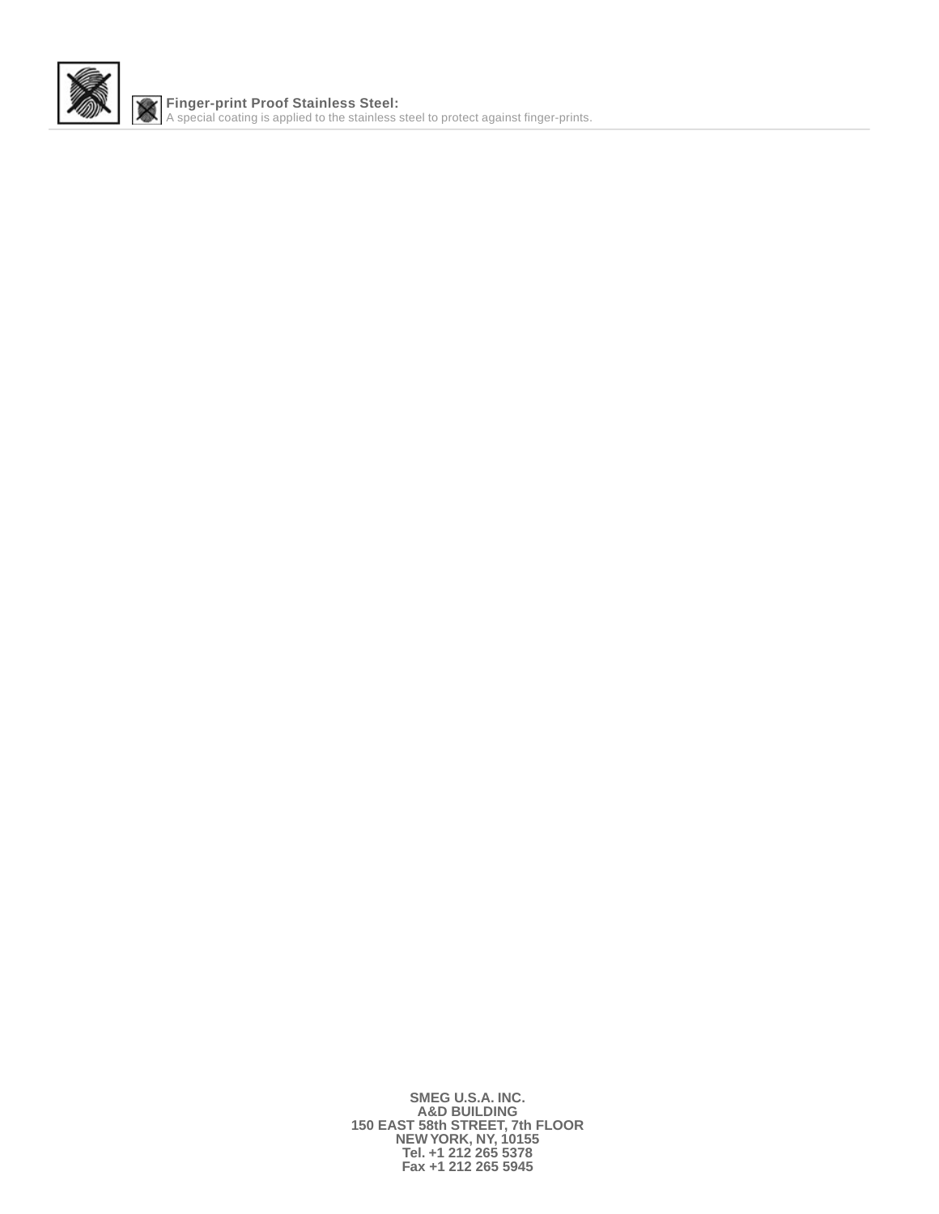**Finger-print Proof Stainless Steel:**
A special coating is applied to the stainless steel to protect against finger-prints.

**SMEG U.S.A. INC.**
**A&D BUILDING**
**150 EAST 58th STREET, 7th FLOOR**
**NEW YORK, NY, 10155**
**Tel. +1 212 265 5378**
**Fax +1 212 265 5945**